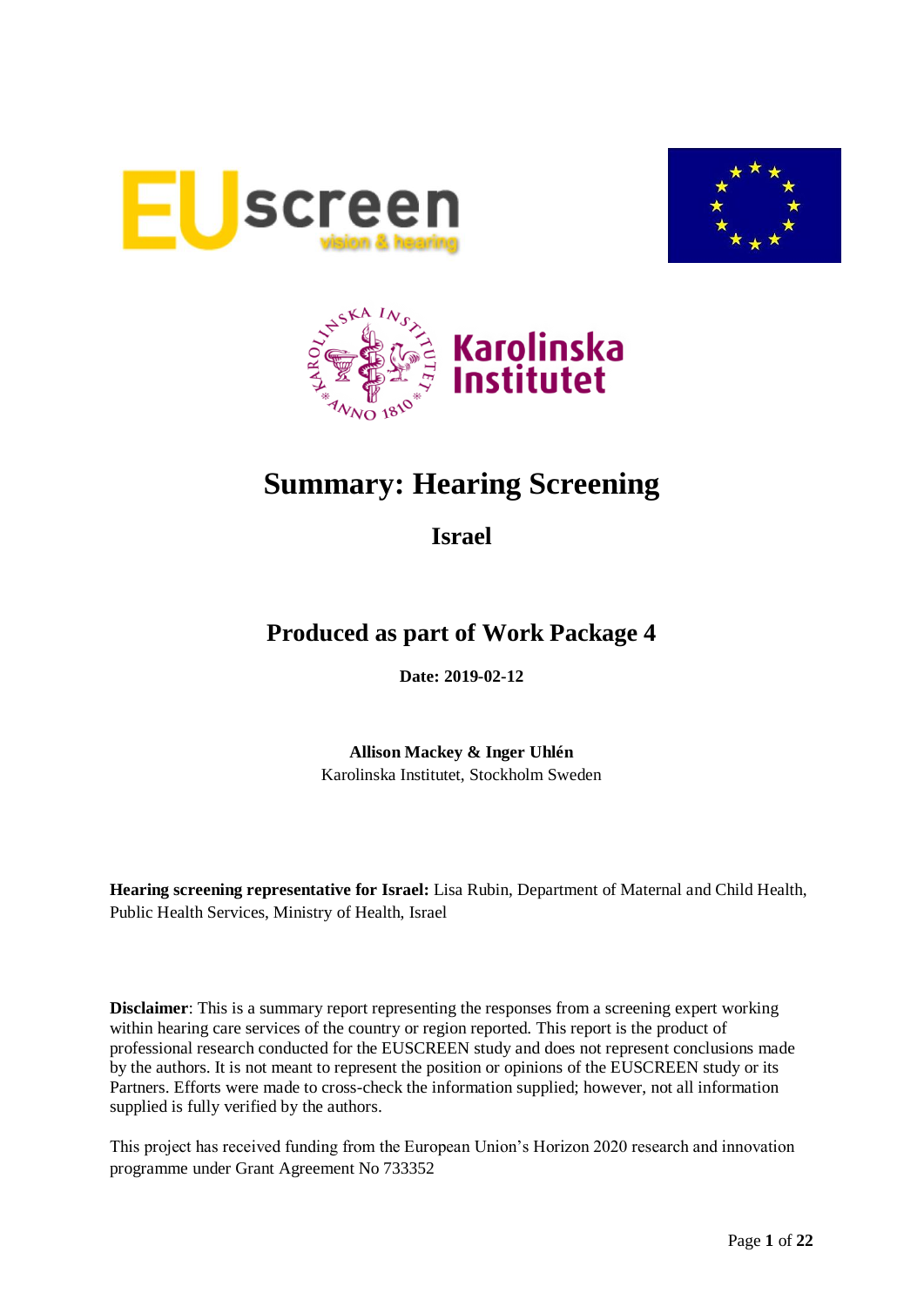# Summary: Hearing Screening

## Israel

## Produced as part of Work Package 4

**Date: 2019-02-12**

**Allison Mackey & Inger Uhlén**
Karolinska Institutet, Stockholm Sweden

**Hearing screening representative for Israel:** Lisa Rubin, Department of Maternal and Child Health, Public Health Services, Ministry of Health, Israel

**Disclaimer**: This is a summary report representing the responses from a screening expert working within hearing care services of the country or region reported. This report is the product of professional research conducted for the EUSCREEN study and does not represent conclusions made by the authors. It is not meant to represent the position or opinions of the EUSCREEN study or its Partners. Efforts were made to cross-check the information supplied; however, not all information supplied is fully verified by the authors.

This project has received funding from the European Union's Horizon 2020 research and innovation programme under Grant Agreement No 733352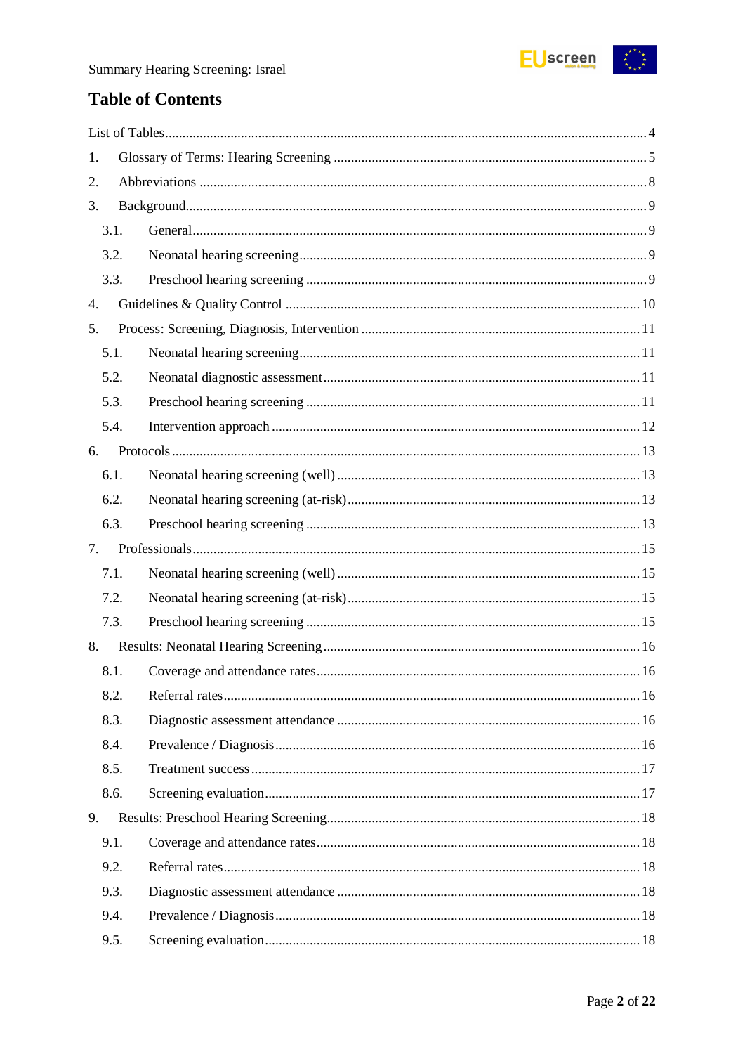# Table of Contents

List of Tables ........................................................................................................................ 4

1. Glossary of Terms: Hearing Screening ........................................................................... 5
2. Abbreviations .................................................................................................................. 8
3. Background ...................................................................................................................... 9
   - 3.1. General ...................................................................................................................... 9
   - 3.2. Neonatal hearing screening ...................................................................................... 9
   - 3.3. Preschool hearing screening ..................................................................................... 9
4. Guidelines & Quality Control ........................................................................................ 10
5. Process: Screening, Diagnosis, Intervention ................................................................. 11
   - 5.1. Neonatal hearing screening .................................................................................... 11
   - 5.2. Neonatal diagnostic assessment .............................................................................. 11
   - 5.3. Preschool hearing screening ................................................................................... 11
   - 5.4. Intervention approach ............................................................................................. 12
6. Protocols ........................................................................................................................ 13
   - 6.1. Neonatal hearing screening (well) .......................................................................... 13
   - 6.2. Neonatal hearing screening (at-risk) ....................................................................... 13
   - 6.3. Preschool hearing screening ................................................................................... 13
7. Professionals ................................................................................................................. 15
   - 7.1. Neonatal hearing screening (well) .......................................................................... 15
   - 7.2. Neonatal hearing screening (at-risk) ....................................................................... 15
   - 7.3. Preschool hearing screening ................................................................................... 15
8. Results: Neonatal Hearing Screening ............................................................................ 16
   - 8.1. Coverage and attendance rates ............................................................................... 16
   - 8.2. Referral rates ........................................................................................................... 16
   - 8.3. Diagnostic assessment attendance .......................................................................... 16
   - 8.4. Prevalence / Diagnosis ............................................................................................ 16
   - 8.5. Treatment success ................................................................................................... 17
   - 8.6. Screening evaluation ............................................................................................... 17
9. Results: Preschool Hearing Screening ........................................................................... 18
   - 9.1. Coverage and attendance rates ............................................................................... 18
   - 9.2. Referral rates ........................................................................................................... 18
   - 9.3. Diagnostic assessment attendance .......................................................................... 18
   - 9.4. Prevalence / Diagnosis ............................................................................................ 18
   - 9.5. Screening evaluation ............................................................................................... 18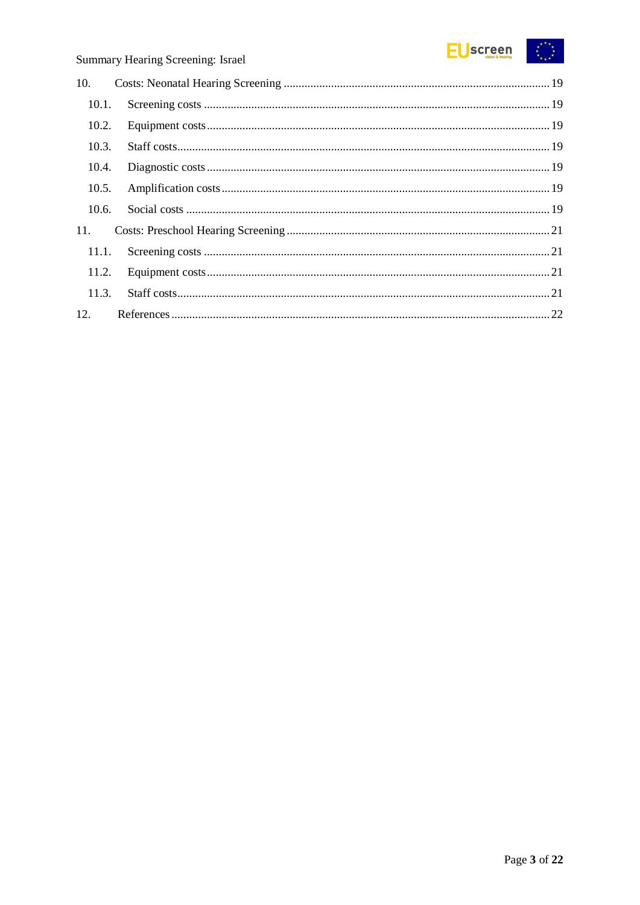10. Costs: Neonatal Hearing Screening ........................................................................................ 19
    - 10.1. Screening costs .................................................................................................................. 19
    - 10.2. Equipment costs ................................................................................................................. 19
    - 10.3. Staff costs ........................................................................................................................... 19
    - 10.4. Diagnostic costs .................................................................................................................. 19
    - 10.5. Amplification costs ............................................................................................................. 19
    - 10.6. Social costs ......................................................................................................................... 19

11. Costs: Preschool Hearing Screening ........................................................................................ 21
    - 11.1. Screening costs .................................................................................................................. 21
    - 11.2. Equipment costs ................................................................................................................. 21
    - 11.3. Staff costs ........................................................................................................................... 21

12. References ............................................................................................................................... 22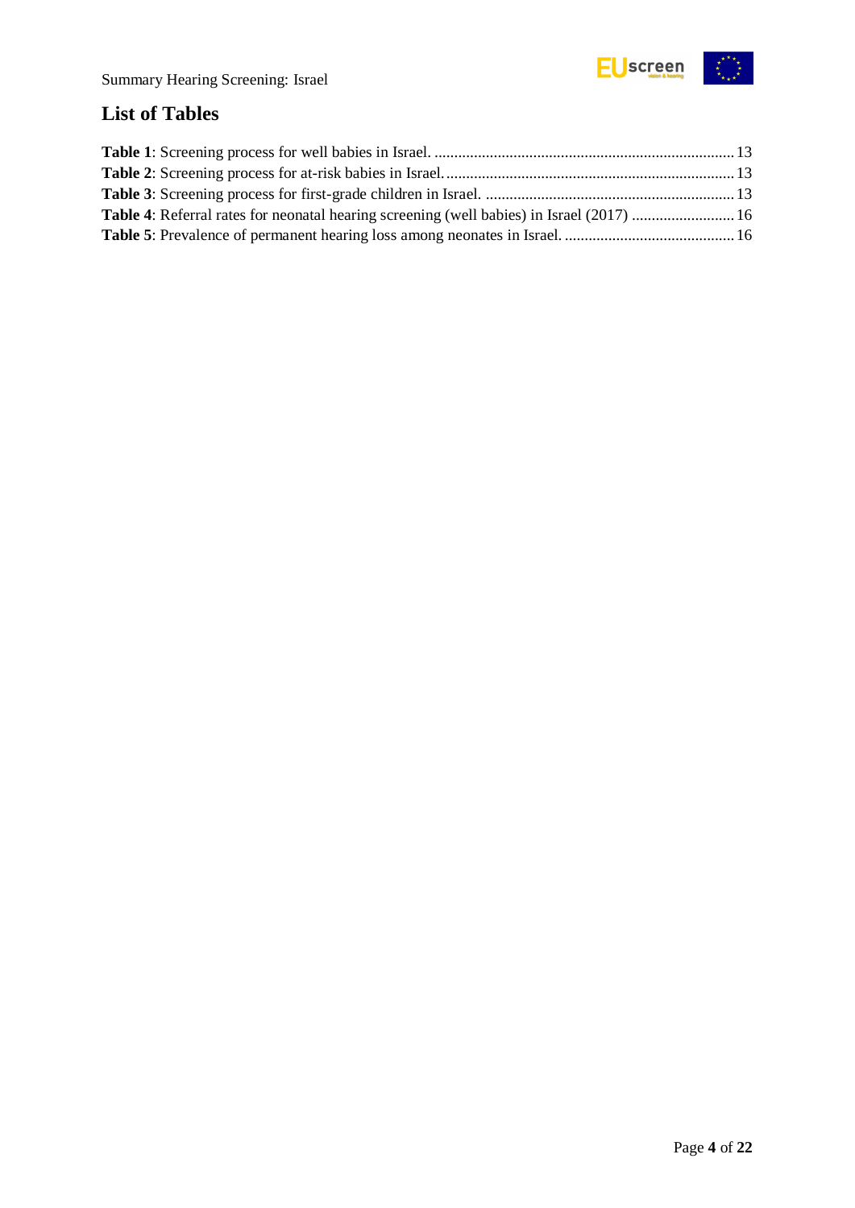## List of Tables

**Table 1**: Screening process for well babies in Israel. ........................................................................... 13

**Table 2**: Screening process for at-risk babies in Israel. ........................................................................ 13

**Table 3**: Screening process for first-grade children in Israel. .............................................................. 13

**Table 4**: Referral rates for neonatal hearing screening (well babies) in Israel (2017) .......................... 16

**Table 5**: Prevalence of permanent hearing loss among neonates in Israel. ........................................... 16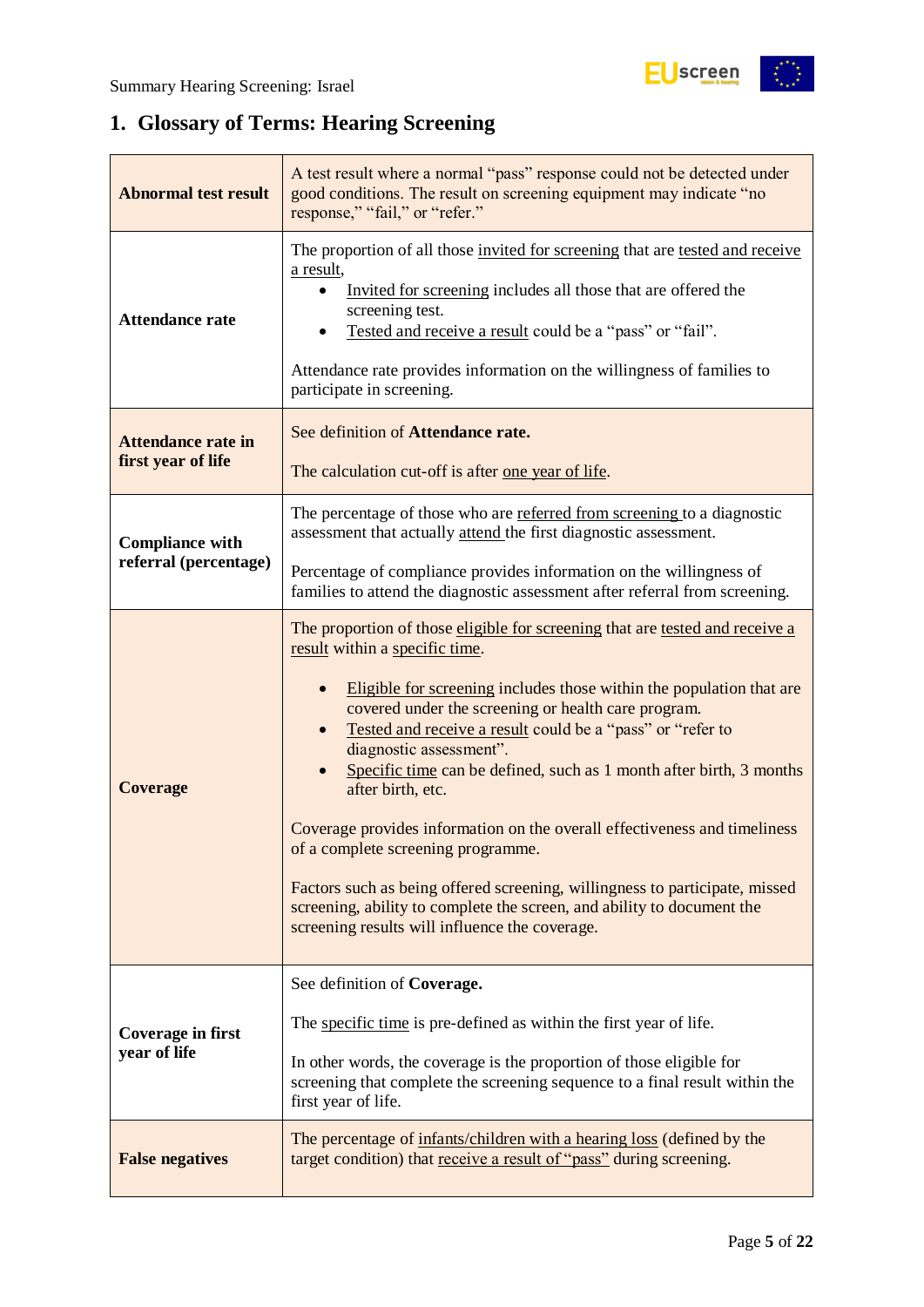## 1. Glossary of Terms: Hearing Screening

| | |
|---|---|
| **Abnormal test result** | A test result where a normal "pass" response could not be detected under good conditions. The result on screening equipment may indicate "no response," "fail," or "refer." |
| **Attendance rate** | The proportion of all those invited for screening that are tested and receive a result,<br>• Invited for screening includes all those that are offered the screening test.<br>• Tested and receive a result could be a "pass" or "fail".<br><br>Attendance rate provides information on the willingness of families to participate in screening. |
| **Attendance rate in first year of life** | See definition of **Attendance rate.**<br><br>The calculation cut-off is after one year of life. |
| **Compliance with referral (percentage)** | The percentage of those who are referred from screening to a diagnostic assessment that actually attend the first diagnostic assessment.<br><br>Percentage of compliance provides information on the willingness of families to attend the diagnostic assessment after referral from screening. |
| **Coverage** | The proportion of those eligible for screening that are tested and receive a result within a specific time.<br><br>• Eligible for screening includes those within the population that are covered under the screening or health care program.<br>• Tested and receive a result could be a "pass" or "refer to diagnostic assessment".<br>• Specific time can be defined, such as 1 month after birth, 3 months after birth, etc.<br><br>Coverage provides information on the overall effectiveness and timeliness of a complete screening programme.<br><br>Factors such as being offered screening, willingness to participate, missed screening, ability to complete the screen, and ability to document the screening results will influence the coverage. |
| **Coverage in first year of life** | See definition of **Coverage.**<br><br>The specific time is pre-defined as within the first year of life.<br><br>In other words, the coverage is the proportion of those eligible for screening that complete the screening sequence to a final result within the first year of life. |
| **False negatives** | The percentage of infants/children with a hearing loss (defined by the target condition) that receive a result of "pass" during screening. |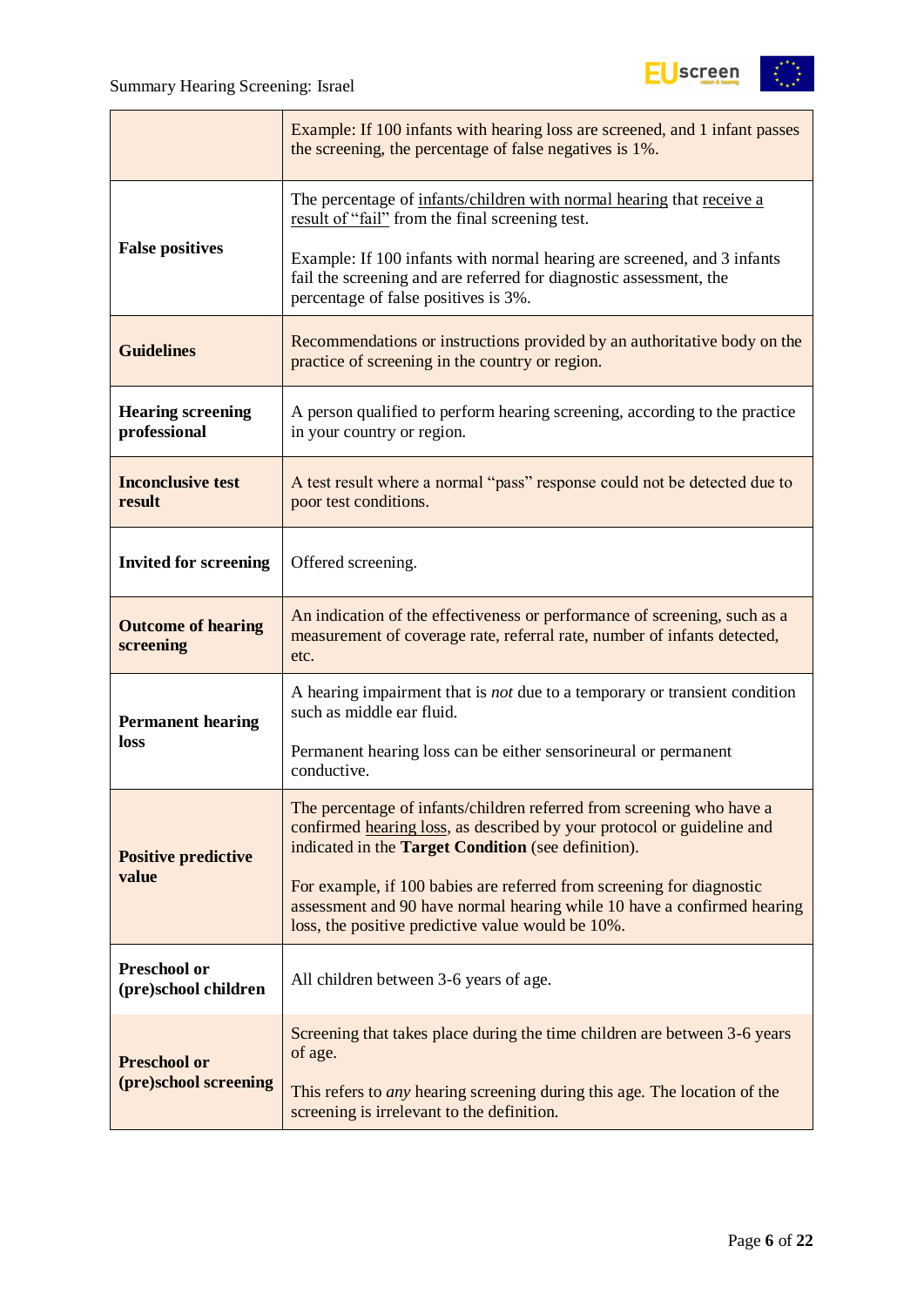| | |
|---|---|
| | Example: If 100 infants with hearing loss are screened, and 1 infant passes the screening, the percentage of false negatives is 1%. |
| **False positives** | The percentage of infants/children with normal hearing that receive a result of "fail" from the final screening test.<br><br>Example: If 100 infants with normal hearing are screened, and 3 infants fail the screening and are referred for diagnostic assessment, the percentage of false positives is 3%. |
| **Guidelines** | Recommendations or instructions provided by an authoritative body on the practice of screening in the country or region. |
| **Hearing screening professional** | A person qualified to perform hearing screening, according to the practice in your country or region. |
| **Inconclusive test result** | A test result where a normal "pass" response could not be detected due to poor test conditions. |
| **Invited for screening** | Offered screening. |
| **Outcome of hearing screening** | An indication of the effectiveness or performance of screening, such as a measurement of coverage rate, referral rate, number of infants detected, etc. |
| **Permanent hearing loss** | A hearing impairment that is *not* due to a temporary or transient condition such as middle ear fluid.<br><br>Permanent hearing loss can be either sensorineural or permanent conductive. |
| **Positive predictive value** | The percentage of infants/children referred from screening who have a confirmed hearing loss, as described by your protocol or guideline and indicated in the **Target Condition** (see definition).<br><br>For example, if 100 babies are referred from screening for diagnostic assessment and 90 have normal hearing while 10 have a confirmed hearing loss, the positive predictive value would be 10%. |
| **Preschool or (pre)school children** | All children between 3-6 years of age. |
| **Preschool or (pre)school screening** | Screening that takes place during the time children are between 3-6 years of age.<br><br>This refers to *any* hearing screening during this age. The location of the screening is irrelevant to the definition. |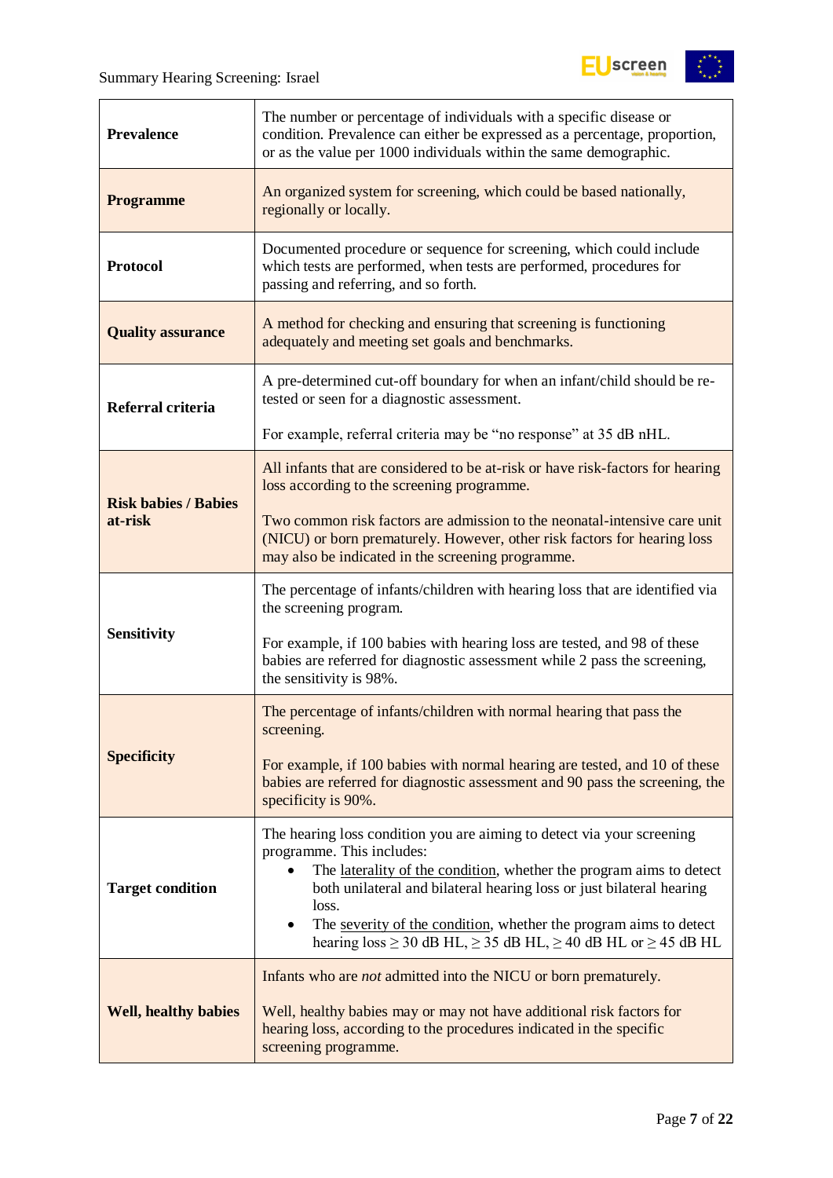| | |
|---|---|
| **Prevalence** | The number or percentage of individuals with a specific disease or condition. Prevalence can either be expressed as a percentage, proportion, or as the value per 1000 individuals within the same demographic. |
| **Programme** | An organized system for screening, which could be based nationally, regionally or locally. |
| **Protocol** | Documented procedure or sequence for screening, which could include which tests are performed, when tests are performed, procedures for passing and referring, and so forth. |
| **Quality assurance** | A method for checking and ensuring that screening is functioning adequately and meeting set goals and benchmarks. |
| **Referral criteria** | A pre-determined cut-off boundary for when an infant/child should be re-tested or seen for a diagnostic assessment.<br><br>For example, referral criteria may be “no response” at 35 dB nHL. |
| **Risk babies / Babies at-risk** | All infants that are considered to be at-risk or have risk-factors for hearing loss according to the screening programme.<br><br>Two common risk factors are admission to the neonatal-intensive care unit (NICU) or born prematurely. However, other risk factors for hearing loss may also be indicated in the screening programme. |
| **Sensitivity** | The percentage of infants/children with hearing loss that are identified via the screening program.<br><br>For example, if 100 babies with hearing loss are tested, and 98 of these babies are referred for diagnostic assessment while 2 pass the screening, the sensitivity is 98%. |
| **Specificity** | The percentage of infants/children with normal hearing that pass the screening.<br><br>For example, if 100 babies with normal hearing are tested, and 10 of these babies are referred for diagnostic assessment and 90 pass the screening, the specificity is 90%. |
| **Target condition** | The hearing loss condition you are aiming to detect via your screening programme. This includes:<br>• The laterality of the condition, whether the program aims to detect both unilateral and bilateral hearing loss or just bilateral hearing loss.<br>• The severity of the condition, whether the program aims to detect hearing loss ≥ 30 dB HL, ≥ 35 dB HL, ≥ 40 dB HL or ≥ 45 dB HL |
| **Well, healthy babies** | Infants who are *not* admitted into the NICU or born prematurely.<br><br>Well, healthy babies may or may not have additional risk factors for hearing loss, according to the procedures indicated in the specific screening programme. |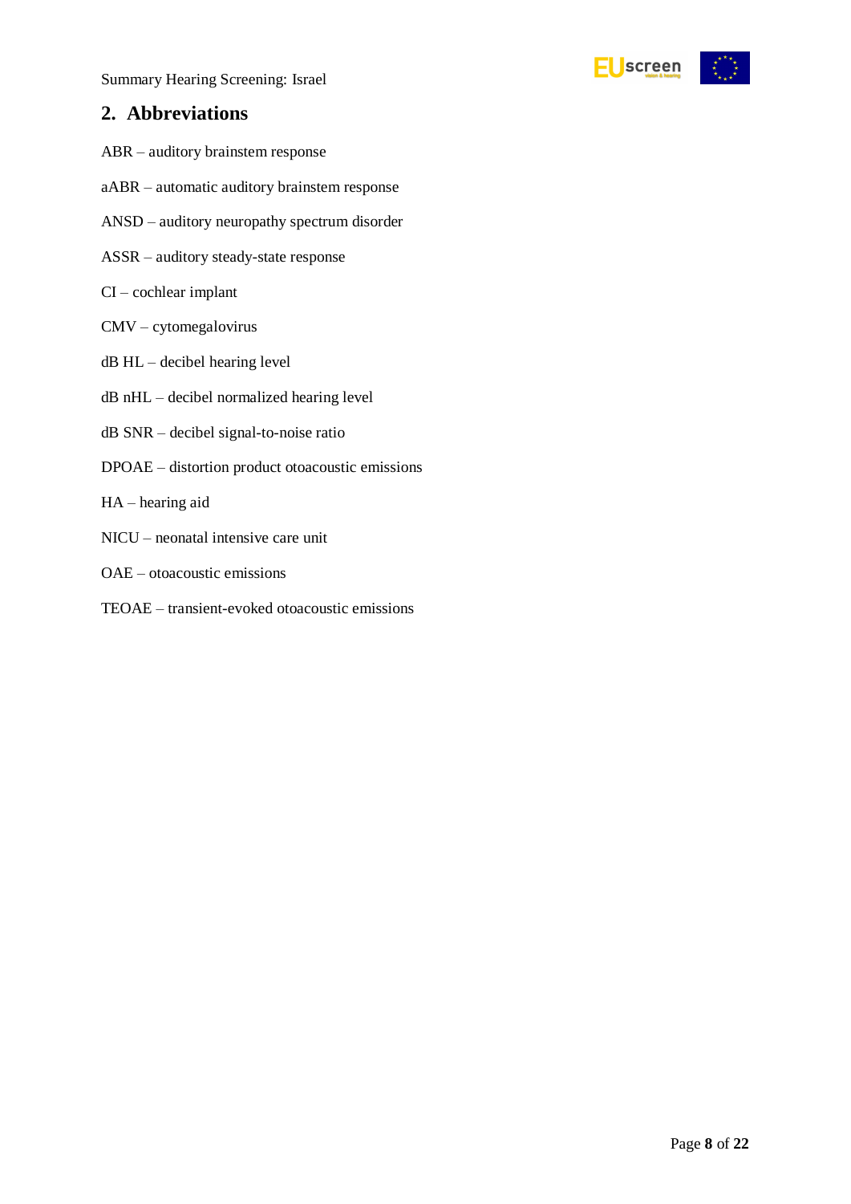## 2. Abbreviations

ABR – auditory brainstem response

aABR – automatic auditory brainstem response

ANSD – auditory neuropathy spectrum disorder

ASSR – auditory steady-state response

CI – cochlear implant

CMV – cytomegalovirus

dB HL – decibel hearing level

dB nHL – decibel normalized hearing level

dB SNR – decibel signal-to-noise ratio

DPOAE – distortion product otoacoustic emissions

HA – hearing aid

NICU – neonatal intensive care unit

OAE – otoacoustic emissions

TEOAE – transient-evoked otoacoustic emissions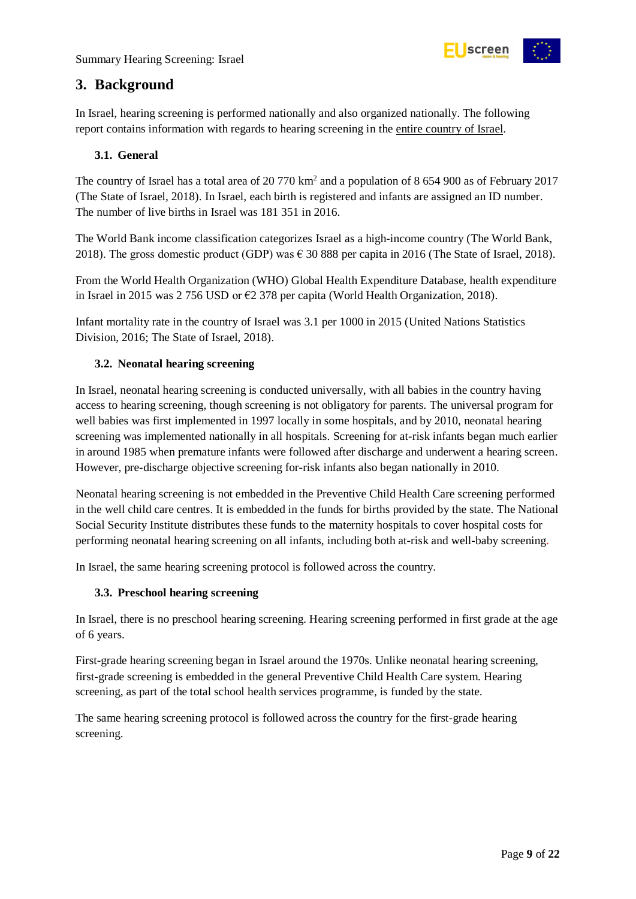# 3. Background

In Israel, hearing screening is performed nationally and also organized nationally. The following report contains information with regards to hearing screening in the entire country of Israel.

## 3.1. General

The country of Israel has a total area of 20 770 km$^2$ and a population of 8 654 900 as of February 2017 (The State of Israel, 2018). In Israel, each birth is registered and infants are assigned an ID number. The number of live births in Israel was 181 351 in 2016.

The World Bank income classification categorizes Israel as a high-income country (The World Bank, 2018). The gross domestic product (GDP) was € 30 888 per capita in 2016 (The State of Israel, 2018).

From the World Health Organization (WHO) Global Health Expenditure Database, health expenditure in Israel in 2015 was 2 756 USD or €2 378 per capita (World Health Organization, 2018).

Infant mortality rate in the country of Israel was 3.1 per 1000 in 2015 (United Nations Statistics Division, 2016; The State of Israel, 2018).

## 3.2. Neonatal hearing screening

In Israel, neonatal hearing screening is conducted universally, with all babies in the country having access to hearing screening, though screening is not obligatory for parents. The universal program for well babies was first implemented in 1997 locally in some hospitals, and by 2010, neonatal hearing screening was implemented nationally in all hospitals. Screening for at-risk infants began much earlier in around 1985 when premature infants were followed after discharge and underwent a hearing screen. However, pre-discharge objective screening for-risk infants also began nationally in 2010.

Neonatal hearing screening is not embedded in the Preventive Child Health Care screening performed in the well child care centres. It is embedded in the funds for births provided by the state. The National Social Security Institute distributes these funds to the maternity hospitals to cover hospital costs for performing neonatal hearing screening on all infants, including both at-risk and well-baby screening.

In Israel, the same hearing screening protocol is followed across the country.

## 3.3. Preschool hearing screening

In Israel, there is no preschool hearing screening. Hearing screening performed in first grade at the age of 6 years.

First-grade hearing screening began in Israel around the 1970s. Unlike neonatal hearing screening, first-grade screening is embedded in the general Preventive Child Health Care system. Hearing screening, as part of the total school health services programme, is funded by the state.

The same hearing screening protocol is followed across the country for the first-grade hearing screening.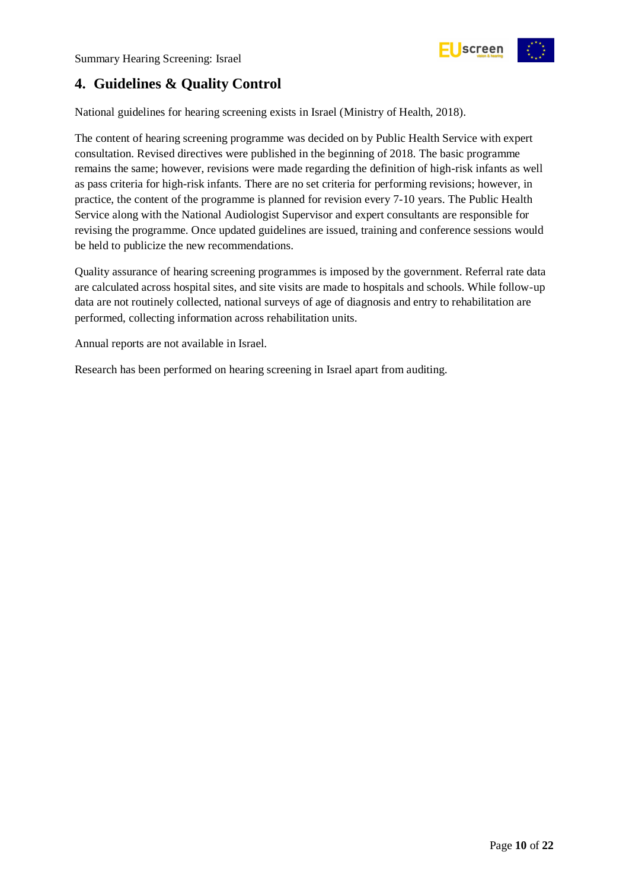## 4. Guidelines & Quality Control

National guidelines for hearing screening exists in Israel (Ministry of Health, 2018).

The content of hearing screening programme was decided on by Public Health Service with expert consultation. Revised directives were published in the beginning of 2018. The basic programme remains the same; however, revisions were made regarding the definition of high-risk infants as well as pass criteria for high-risk infants. There are no set criteria for performing revisions; however, in practice, the content of the programme is planned for revision every 7-10 years. The Public Health Service along with the National Audiologist Supervisor and expert consultants are responsible for revising the programme. Once updated guidelines are issued, training and conference sessions would be held to publicize the new recommendations.

Quality assurance of hearing screening programmes is imposed by the government. Referral rate data are calculated across hospital sites, and site visits are made to hospitals and schools. While follow-up data are not routinely collected, national surveys of age of diagnosis and entry to rehabilitation are performed, collecting information across rehabilitation units.

Annual reports are not available in Israel.

Research has been performed on hearing screening in Israel apart from auditing.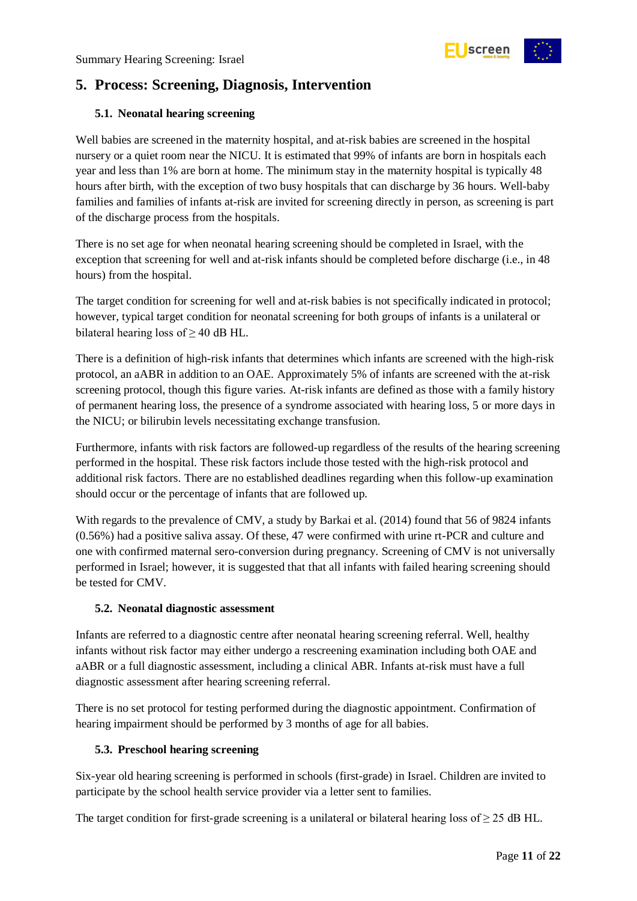## 5. Process: Screening, Diagnosis, Intervention

### 5.1. Neonatal hearing screening

Well babies are screened in the maternity hospital, and at-risk babies are screened in the hospital nursery or a quiet room near the NICU. It is estimated that 99% of infants are born in hospitals each year and less than 1% are born at home. The minimum stay in the maternity hospital is typically 48 hours after birth, with the exception of two busy hospitals that can discharge by 36 hours. Well-baby families and families of infants at-risk are invited for screening directly in person, as screening is part of the discharge process from the hospitals.

There is no set age for when neonatal hearing screening should be completed in Israel, with the exception that screening for well and at-risk infants should be completed before discharge (i.e., in 48 hours) from the hospital.

The target condition for screening for well and at-risk babies is not specifically indicated in protocol; however, typical target condition for neonatal screening for both groups of infants is a unilateral or bilateral hearing loss of ≥ 40 dB HL.

There is a definition of high-risk infants that determines which infants are screened with the high-risk protocol, an aABR in addition to an OAE. Approximately 5% of infants are screened with the at-risk screening protocol, though this figure varies. At-risk infants are defined as those with a family history of permanent hearing loss, the presence of a syndrome associated with hearing loss, 5 or more days in the NICU; or bilirubin levels necessitating exchange transfusion.

Furthermore, infants with risk factors are followed-up regardless of the results of the hearing screening performed in the hospital. These risk factors include those tested with the high-risk protocol and additional risk factors. There are no established deadlines regarding when this follow-up examination should occur or the percentage of infants that are followed up.

With regards to the prevalence of CMV, a study by Barkai et al. (2014) found that 56 of 9824 infants (0.56%) had a positive saliva assay. Of these, 47 were confirmed with urine rt-PCR and culture and one with confirmed maternal sero-conversion during pregnancy. Screening of CMV is not universally performed in Israel; however, it is suggested that that all infants with failed hearing screening should be tested for CMV.

### 5.2. Neonatal diagnostic assessment

Infants are referred to a diagnostic centre after neonatal hearing screening referral. Well, healthy infants without risk factor may either undergo a rescreening examination including both OAE and aABR or a full diagnostic assessment, including a clinical ABR. Infants at-risk must have a full diagnostic assessment after hearing screening referral.

There is no set protocol for testing performed during the diagnostic appointment. Confirmation of hearing impairment should be performed by 3 months of age for all babies.

### 5.3. Preschool hearing screening

Six-year old hearing screening is performed in schools (first-grade) in Israel. Children are invited to participate by the school health service provider via a letter sent to families.

The target condition for first-grade screening is a unilateral or bilateral hearing loss of ≥ 25 dB HL.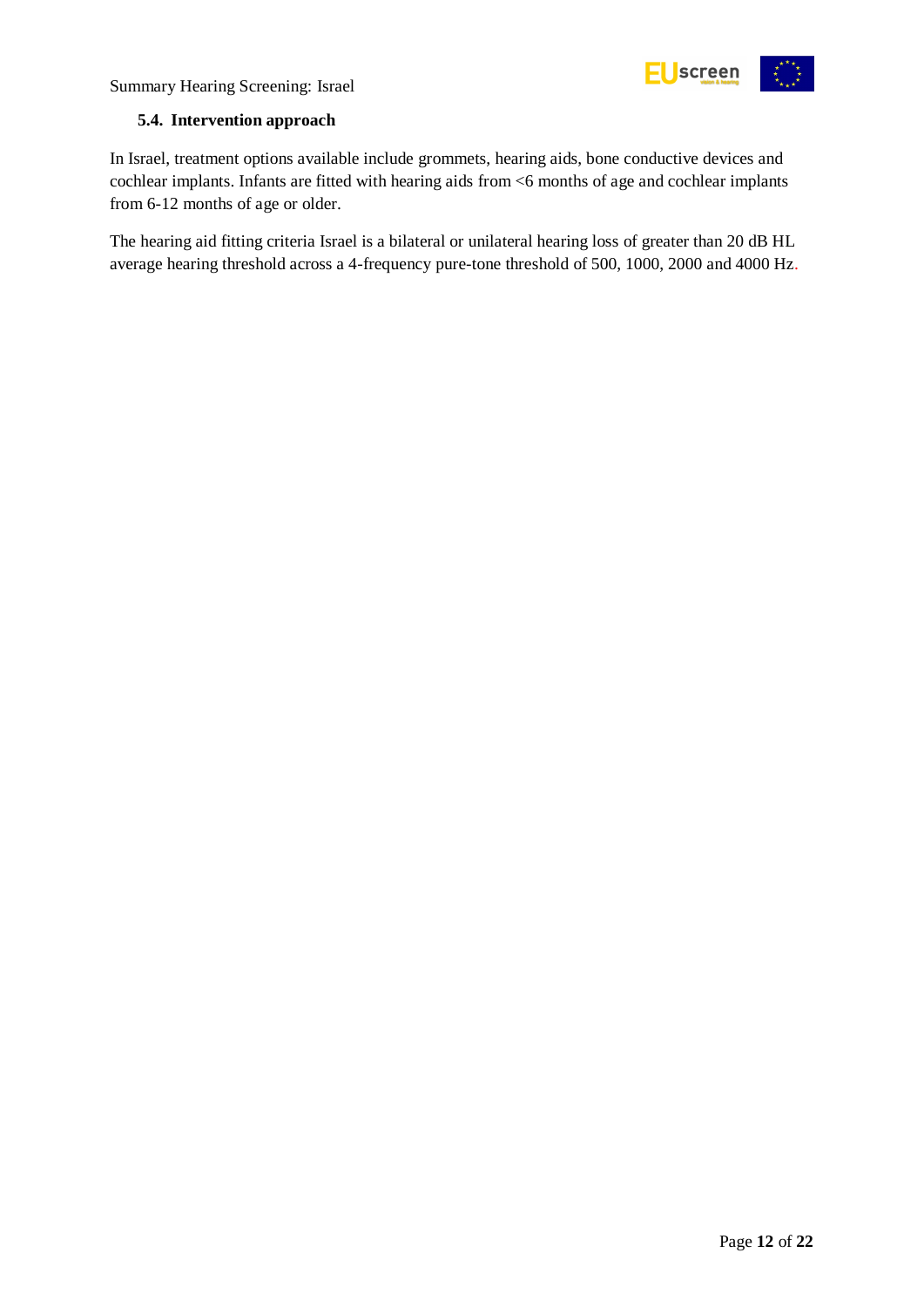### 5.4. Intervention approach

In Israel, treatment options available include grommets, hearing aids, bone conductive devices and cochlear implants. Infants are fitted with hearing aids from <6 months of age and cochlear implants from 6-12 months of age or older.

The hearing aid fitting criteria Israel is a bilateral or unilateral hearing loss of greater than 20 dB HL average hearing threshold across a 4-frequency pure-tone threshold of 500, 1000, 2000 and 4000 Hz.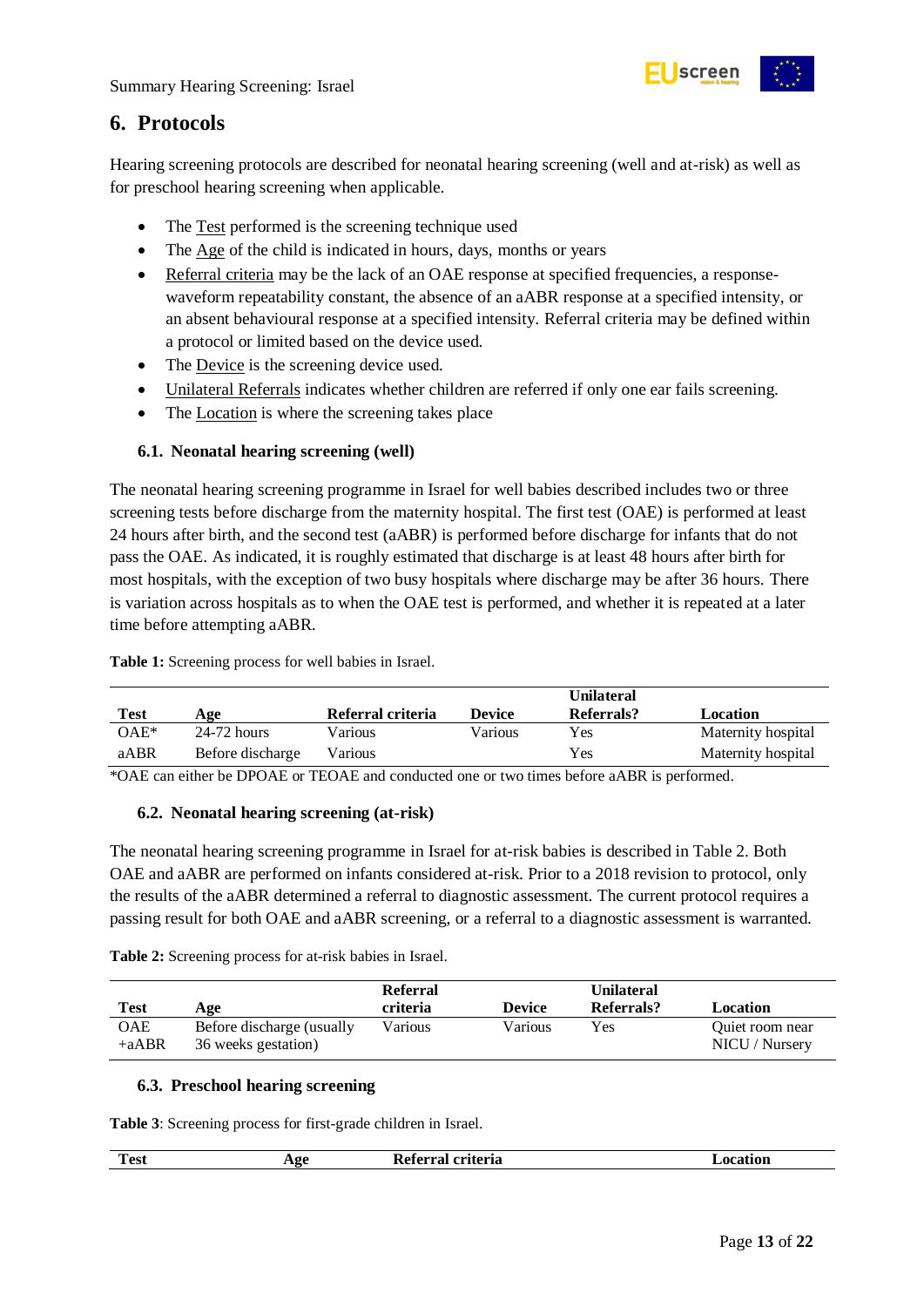## 6. Protocols

Hearing screening protocols are described for neonatal hearing screening (well and at-risk) as well as for preschool hearing screening when applicable.

- The Test performed is the screening technique used
- The Age of the child is indicated in hours, days, months or years
- Referral criteria may be the lack of an OAE response at specified frequencies, a response-waveform repeatability constant, the absence of an aABR response at a specified intensity, or an absent behavioural response at a specified intensity. Referral criteria may be defined within a protocol or limited based on the device used.
- The Device is the screening device used.
- Unilateral Referrals indicates whether children are referred if only one ear fails screening.
- The Location is where the screening takes place

### 6.1. Neonatal hearing screening (well)

The neonatal hearing screening programme in Israel for well babies described includes two or three screening tests before discharge from the maternity hospital. The first test (OAE) is performed at least 24 hours after birth, and the second test (aABR) is performed before discharge for infants that do not pass the OAE. As indicated, it is roughly estimated that discharge is at least 48 hours after birth for most hospitals, with the exception of two busy hospitals where discharge may be after 36 hours. There is variation across hospitals as to when the OAE test is performed, and whether it is repeated at a later time before attempting aABR.

**Table 1:** Screening process for well babies in Israel.

| Test | Age | Referral criteria | Device | Unilateral Referrals? | Location |
|---|---|---|---|---|---|
| OAE* | 24-72 hours | Various | Various | Yes | Maternity hospital |
| aABR | Before discharge | Various | | Yes | Maternity hospital |

*OAE can either be DPOAE or TEOAE and conducted one or two times before aABR is performed.

### 6.2. Neonatal hearing screening (at-risk)

The neonatal hearing screening programme in Israel for at-risk babies is described in Table 2. Both OAE and aABR are performed on infants considered at-risk. Prior to a 2018 revision to protocol, only the results of the aABR determined a referral to diagnostic assessment. The current protocol requires a passing result for both OAE and aABR screening, or a referral to a diagnostic assessment is warranted.

**Table 2:** Screening process for at-risk babies in Israel.

| Test | Age | Referral criteria | Device | Unilateral Referrals? | Location |
|---|---|---|---|---|---|
| OAE +aABR | Before discharge (usually 36 weeks gestation) | Various | Various | Yes | Quiet room near NICU / Nursery |

### 6.3. Preschool hearing screening

**Table 3**: Screening process for first-grade children in Israel.

| Test | Age | Referral criteria | Location |
|---|---|---|---|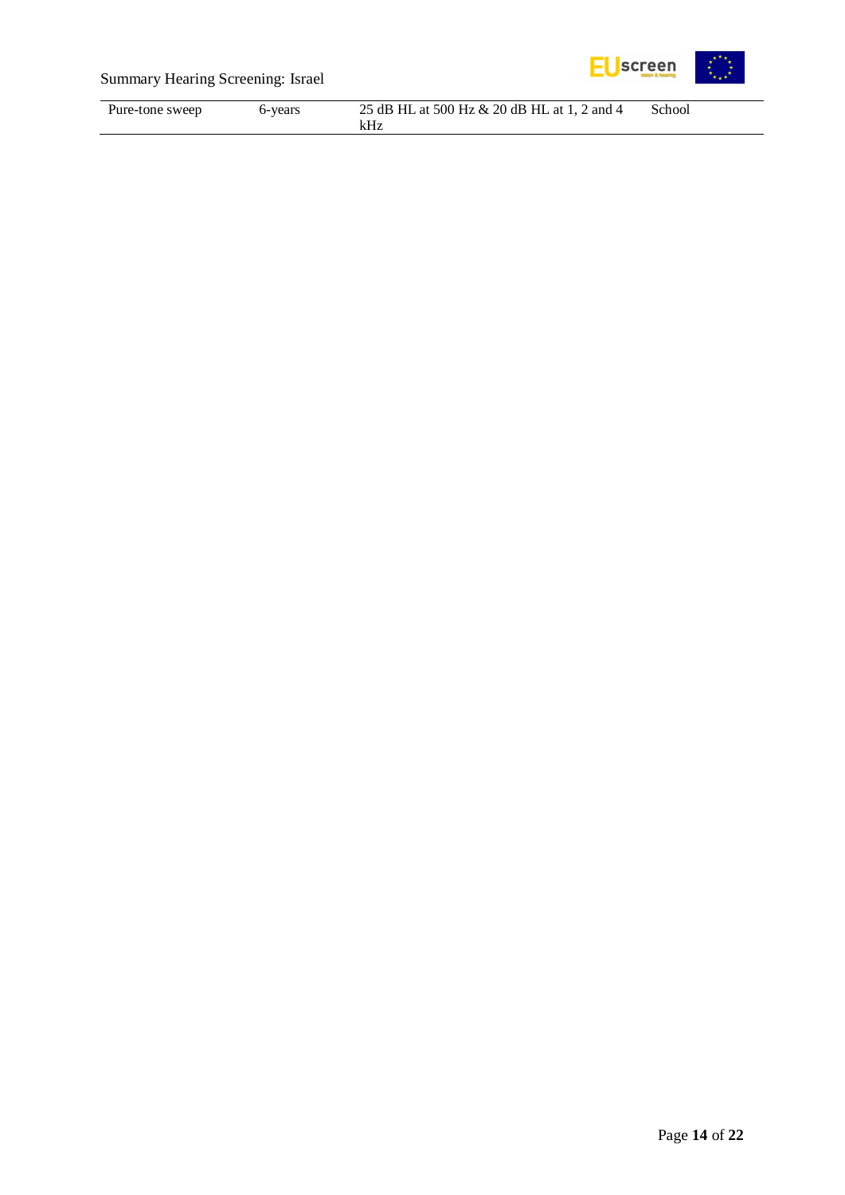| | | | |
|---|---|---|---|
| Pure-tone sweep | 6-years | 25 dB HL at 500 Hz & 20 dB HL at 1, 2 and 4 kHz | School |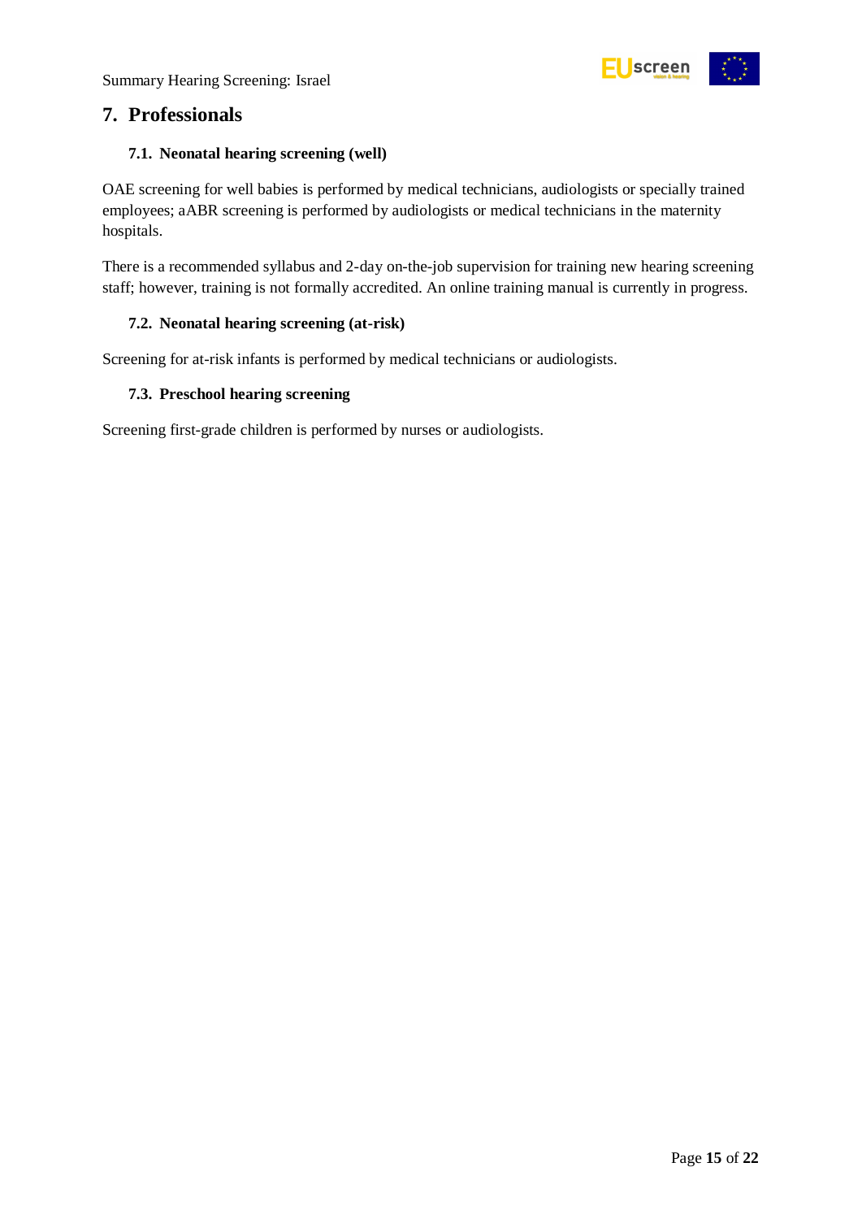## 7. Professionals

### 7.1. Neonatal hearing screening (well)

OAE screening for well babies is performed by medical technicians, audiologists or specially trained employees; aABR screening is performed by audiologists or medical technicians in the maternity hospitals.

There is a recommended syllabus and 2-day on-the-job supervision for training new hearing screening staff; however, training is not formally accredited. An online training manual is currently in progress.

### 7.2. Neonatal hearing screening (at-risk)

Screening for at-risk infants is performed by medical technicians or audiologists.

### 7.3. Preschool hearing screening

Screening first-grade children is performed by nurses or audiologists.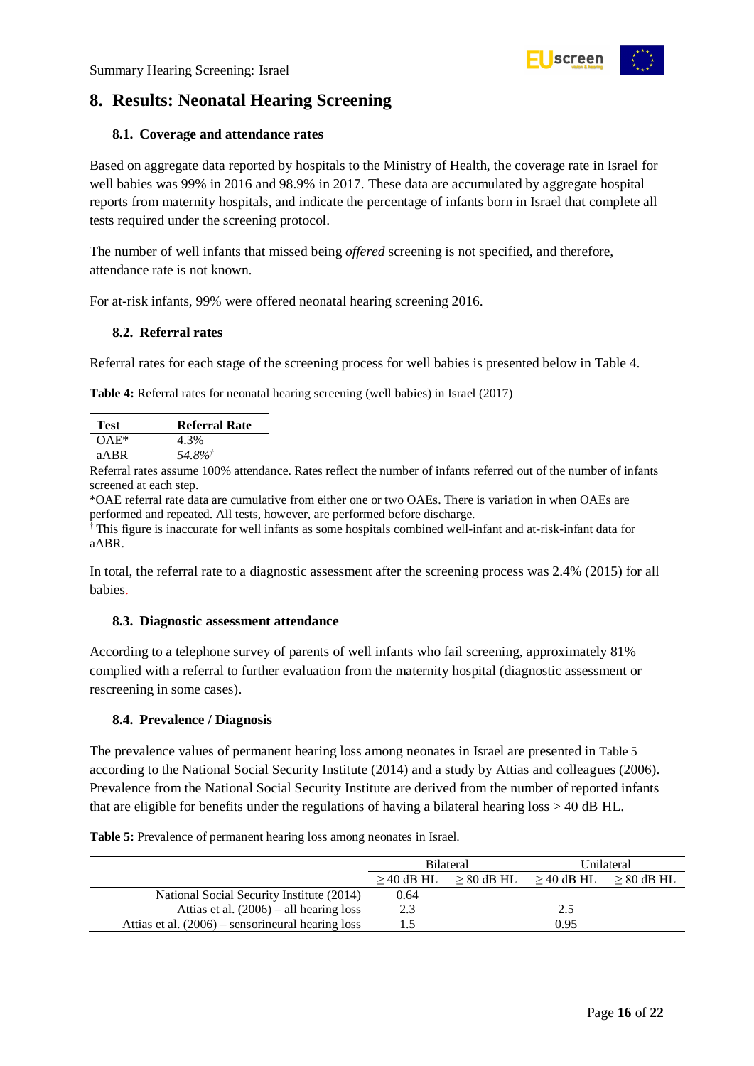## 8. Results: Neonatal Hearing Screening

### 8.1. Coverage and attendance rates

Based on aggregate data reported by hospitals to the Ministry of Health, the coverage rate in Israel for well babies was 99% in 2016 and 98.9% in 2017. These data are accumulated by aggregate hospital reports from maternity hospitals, and indicate the percentage of infants born in Israel that complete all tests required under the screening protocol.

The number of well infants that missed being *offered* screening is not specified, and therefore, attendance rate is not known.

For at-risk infants, 99% were offered neonatal hearing screening 2016.

### 8.2. Referral rates

Referral rates for each stage of the screening process for well babies is presented below in Table 4.

**Table 4:** Referral rates for neonatal hearing screening (well babies) in Israel (2017)

| Test | Referral Rate |
|---|---|
| OAE* | 4.3% |
| aABR | *54.8%*† |

Referral rates assume 100% attendance. Rates reflect the number of infants referred out of the number of infants screened at each step.

*OAE referral rate data are cumulative from either one or two OAEs. There is variation in when OAEs are performed and repeated. All tests, however, are performed before discharge.

† This figure is inaccurate for well infants as some hospitals combined well-infant and at-risk-infant data for aABR.

In total, the referral rate to a diagnostic assessment after the screening process was 2.4% (2015) for all babies.

### 8.3. Diagnostic assessment attendance

According to a telephone survey of parents of well infants who fail screening, approximately 81% complied with a referral to further evaluation from the maternity hospital (diagnostic assessment or rescreening in some cases).

### 8.4. Prevalence / Diagnosis

The prevalence values of permanent hearing loss among neonates in Israel are presented in Table 5 according to the National Social Security Institute (2014) and a study by Attias and colleagues (2006). Prevalence from the National Social Security Institute are derived from the number of reported infants that are eligible for benefits under the regulations of having a bilateral hearing loss > 40 dB HL.

**Table 5:** Prevalence of permanent hearing loss among neonates in Israel.

| | Bilateral | | Unilateral | |
|---|---|---|---|---|
| | ≥ 40 dB HL | ≥ 80 dB HL | ≥ 40 dB HL | ≥ 80 dB HL |
| National Social Security Institute (2014) | 0.64 | | | |
| Attias et al. (2006) – all hearing loss | 2.3 | | 2.5 | |
| Attias et al. (2006) – sensorineural hearing loss | 1.5 | | 0.95 | |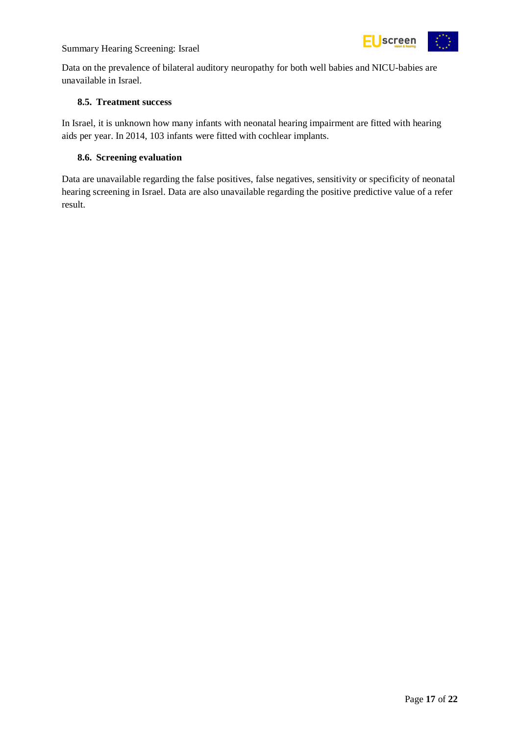Data on the prevalence of bilateral auditory neuropathy for both well babies and NICU-babies are unavailable in Israel.

### 8.5. Treatment success

In Israel, it is unknown how many infants with neonatal hearing impairment are fitted with hearing aids per year. In 2014, 103 infants were fitted with cochlear implants.

### 8.6. Screening evaluation

Data are unavailable regarding the false positives, false negatives, sensitivity or specificity of neonatal hearing screening in Israel. Data are also unavailable regarding the positive predictive value of a refer result.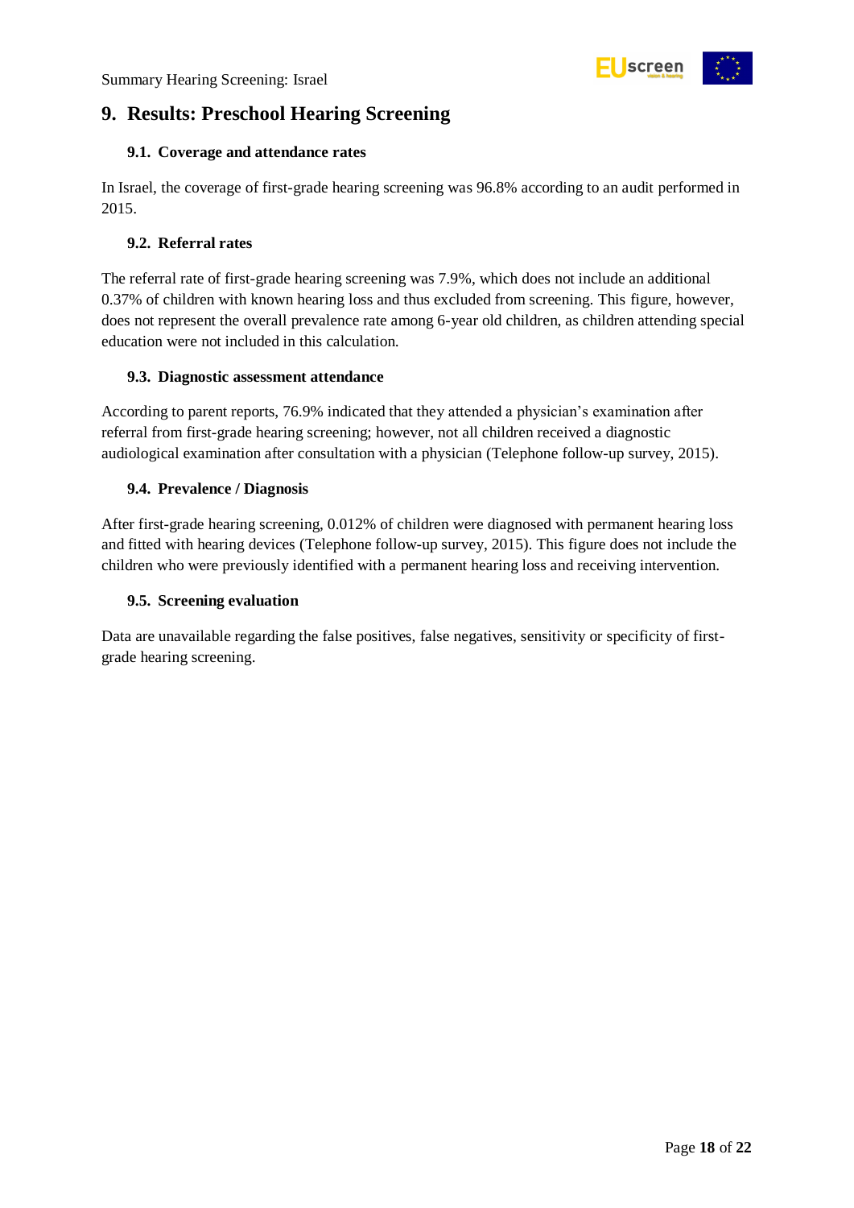## 9. Results: Preschool Hearing Screening

### 9.1. Coverage and attendance rates

In Israel, the coverage of first-grade hearing screening was 96.8% according to an audit performed in 2015.

### 9.2. Referral rates

The referral rate of first-grade hearing screening was 7.9%, which does not include an additional 0.37% of children with known hearing loss and thus excluded from screening. This figure, however, does not represent the overall prevalence rate among 6-year old children, as children attending special education were not included in this calculation.

### 9.3. Diagnostic assessment attendance

According to parent reports, 76.9% indicated that they attended a physician's examination after referral from first-grade hearing screening; however, not all children received a diagnostic audiological examination after consultation with a physician (Telephone follow-up survey, 2015).

### 9.4. Prevalence / Diagnosis

After first-grade hearing screening, 0.012% of children were diagnosed with permanent hearing loss and fitted with hearing devices (Telephone follow-up survey, 2015). This figure does not include the children who were previously identified with a permanent hearing loss and receiving intervention.

### 9.5. Screening evaluation

Data are unavailable regarding the false positives, false negatives, sensitivity or specificity of first-grade hearing screening.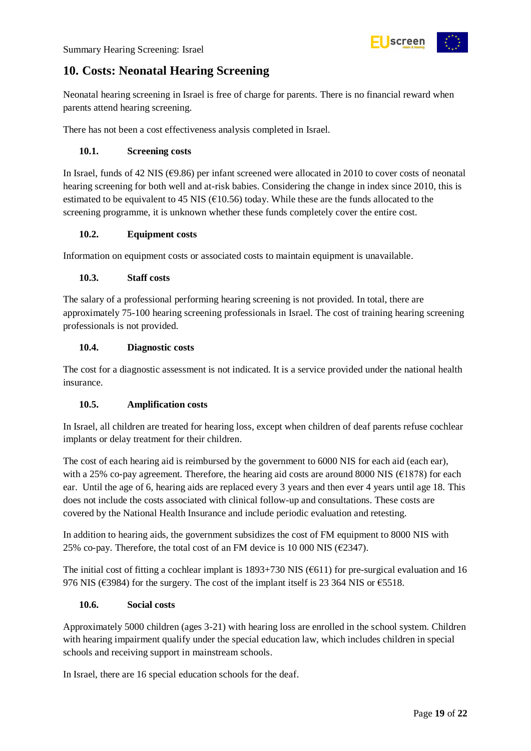## 10. Costs: Neonatal Hearing Screening

Neonatal hearing screening in Israel is free of charge for parents. There is no financial reward when parents attend hearing screening.

There has not been a cost effectiveness analysis completed in Israel.

### 10.1. Screening costs

In Israel, funds of 42 NIS (€9.86) per infant screened were allocated in 2010 to cover costs of neonatal hearing screening for both well and at-risk babies. Considering the change in index since 2010, this is estimated to be equivalent to 45 NIS (€10.56) today. While these are the funds allocated to the screening programme, it is unknown whether these funds completely cover the entire cost.

### 10.2. Equipment costs

Information on equipment costs or associated costs to maintain equipment is unavailable.

### 10.3. Staff costs

The salary of a professional performing hearing screening is not provided. In total, there are approximately 75-100 hearing screening professionals in Israel. The cost of training hearing screening professionals is not provided.

### 10.4. Diagnostic costs

The cost for a diagnostic assessment is not indicated. It is a service provided under the national health insurance.

### 10.5. Amplification costs

In Israel, all children are treated for hearing loss, except when children of deaf parents refuse cochlear implants or delay treatment for their children.

The cost of each hearing aid is reimbursed by the government to 6000 NIS for each aid (each ear), with a 25% co-pay agreement. Therefore, the hearing aid costs are around 8000 NIS (€1878) for each ear. Until the age of 6, hearing aids are replaced every 3 years and then ever 4 years until age 18. This does not include the costs associated with clinical follow-up and consultations. These costs are covered by the National Health Insurance and include periodic evaluation and retesting.

In addition to hearing aids, the government subsidizes the cost of FM equipment to 8000 NIS with 25% co-pay. Therefore, the total cost of an FM device is 10 000 NIS (€2347).

The initial cost of fitting a cochlear implant is 1893+730 NIS (€611) for pre-surgical evaluation and 16 976 NIS (€3984) for the surgery. The cost of the implant itself is 23 364 NIS or €5518.

### 10.6. Social costs

Approximately 5000 children (ages 3-21) with hearing loss are enrolled in the school system. Children with hearing impairment qualify under the special education law, which includes children in special schools and receiving support in mainstream schools.

In Israel, there are 16 special education schools for the deaf.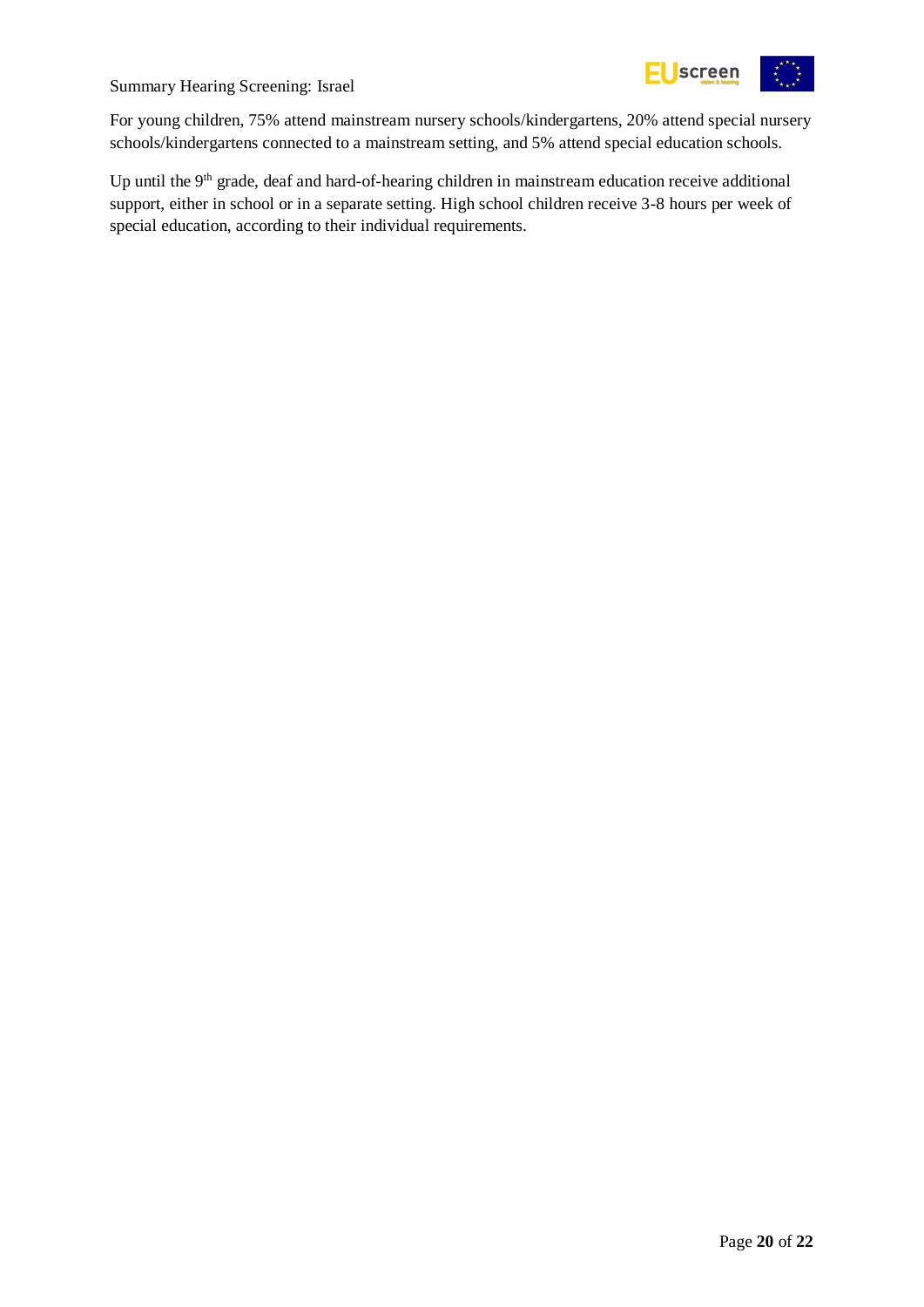For young children, 75% attend mainstream nursery schools/kindergartens, 20% attend special nursery schools/kindergartens connected to a mainstream setting, and 5% attend special education schools.

Up until the 9th grade, deaf and hard-of-hearing children in mainstream education receive additional support, either in school or in a separate setting. High school children receive 3-8 hours per week of special education, according to their individual requirements.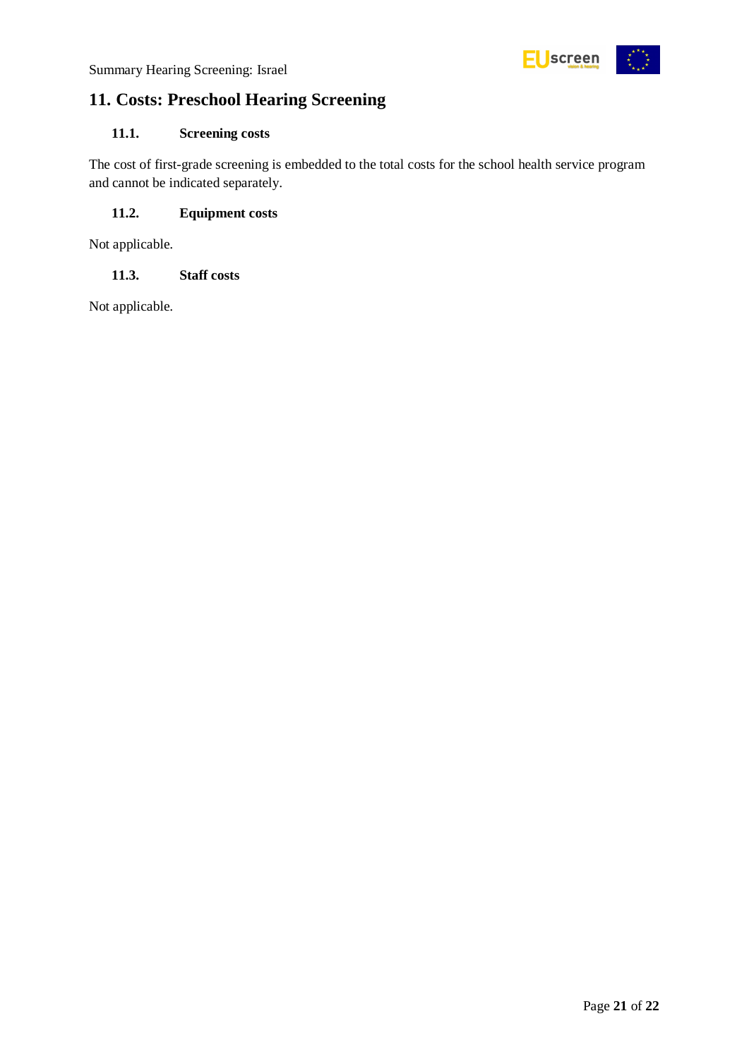# 11. Costs: Preschool Hearing Screening

### 11.1. Screening costs

The cost of first-grade screening is embedded to the total costs for the school health service program and cannot be indicated separately.

### 11.2. Equipment costs

Not applicable.

### 11.3. Staff costs

Not applicable.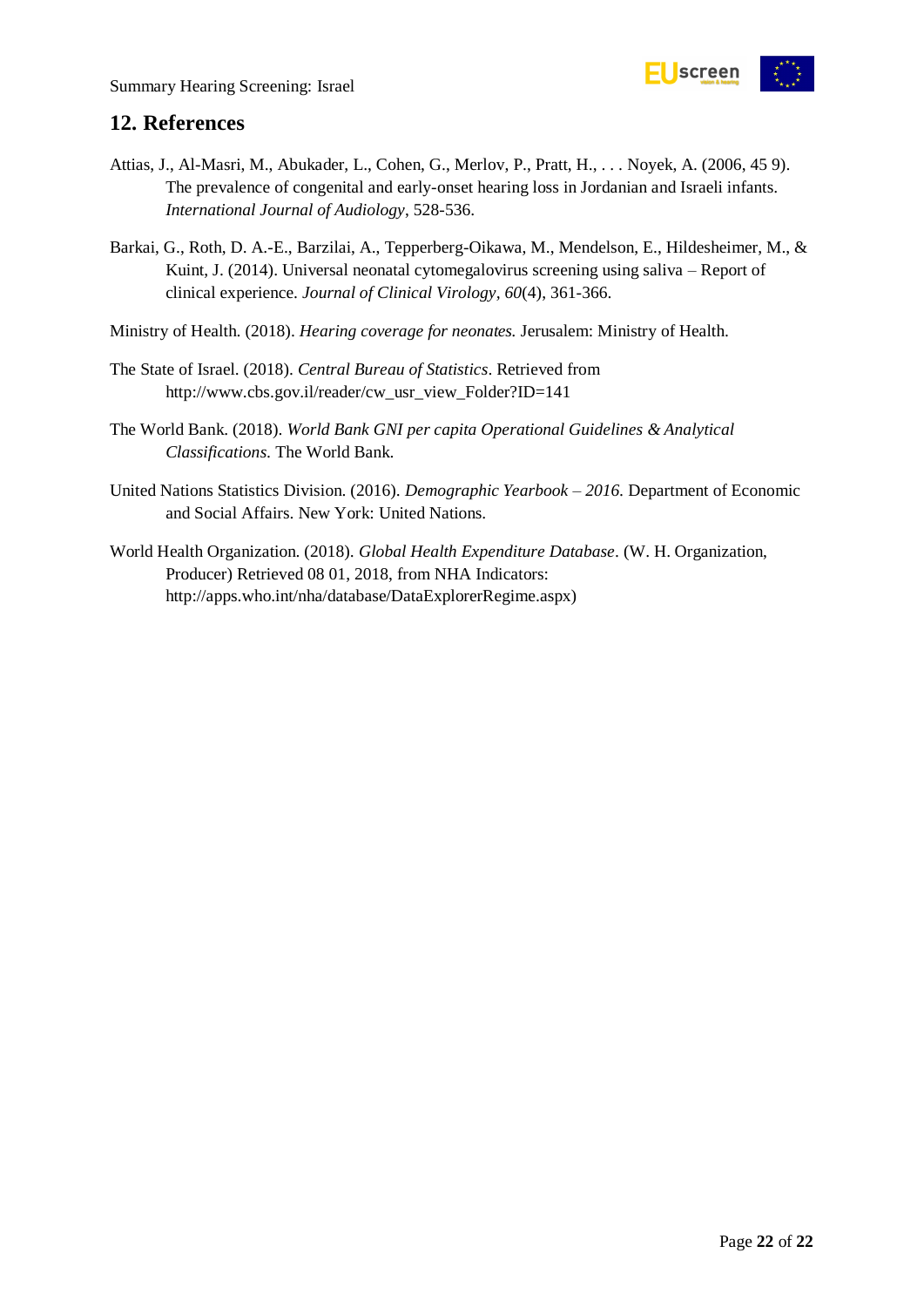## 12. References

Attias, J., Al-Masri, M., Abukader, L., Cohen, G., Merlov, P., Pratt, H., . . . Noyek, A. (2006, 45 9). The prevalence of congenital and early-onset hearing loss in Jordanian and Israeli infants. *International Journal of Audiology*, 528-536.

Barkai, G., Roth, D. A.-E., Barzilai, A., Tepperberg-Oikawa, M., Mendelson, E., Hildesheimer, M., & Kuint, J. (2014). Universal neonatal cytomegalovirus screening using saliva – Report of clinical experience. *Journal of Clinical Virology, 60*(4), 361-366.

Ministry of Health. (2018). *Hearing coverage for neonates.* Jerusalem: Ministry of Health.

The State of Israel. (2018). *Central Bureau of Statistics*. Retrieved from http://www.cbs.gov.il/reader/cw_usr_view_Folder?ID=141

The World Bank. (2018). *World Bank GNI per capita Operational Guidelines & Analytical Classifications.* The World Bank.

United Nations Statistics Division. (2016). *Demographic Yearbook – 2016.* Department of Economic and Social Affairs. New York: United Nations.

World Health Organization. (2018). *Global Health Expenditure Database*. (W. H. Organization, Producer) Retrieved 08 01, 2018, from NHA Indicators: http://apps.who.int/nha/database/DataExplorerRegime.aspx)